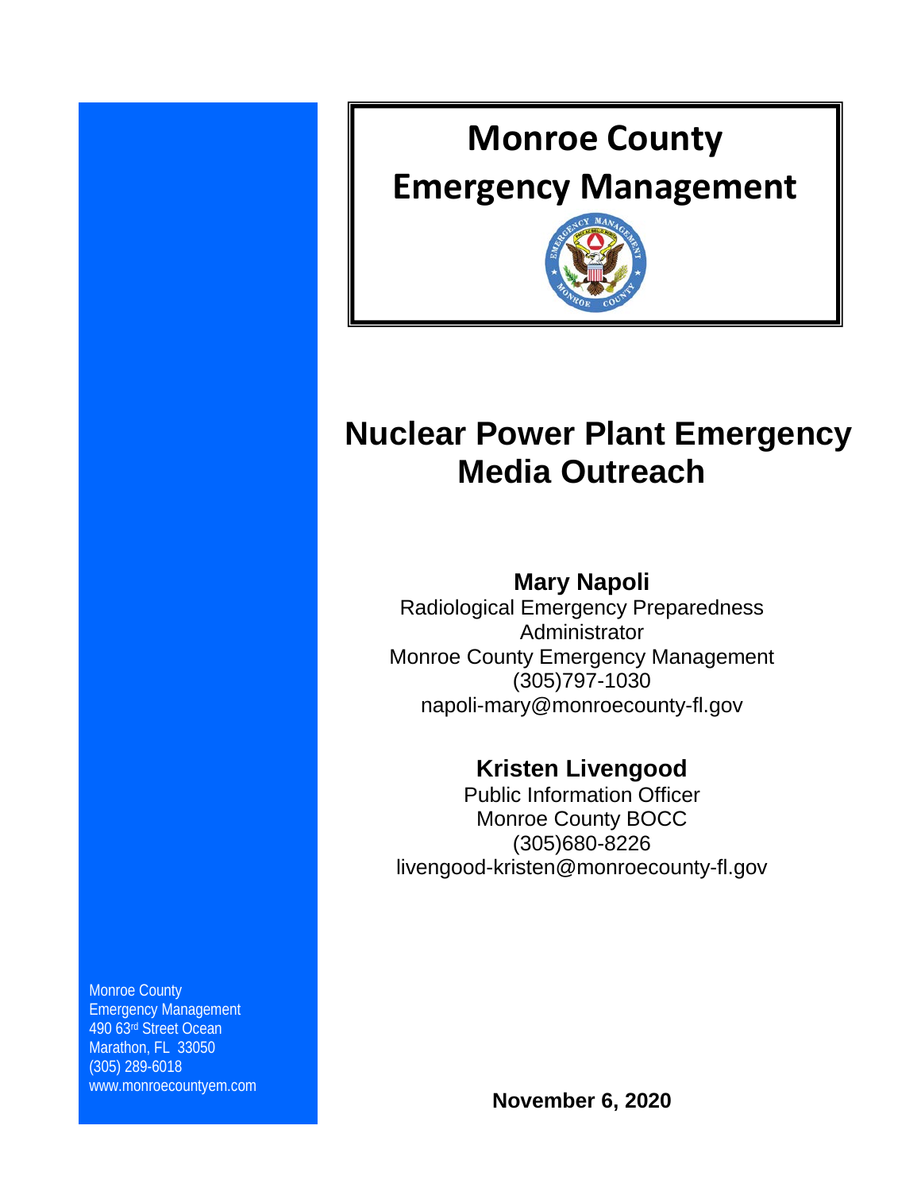# Monroe County Emergency Management

# Nuclear Power Plant Emergency Media Outreach

**Mary Napoli**
Radiological Emergency Preparedness Administrator
Monroe County Emergency Management
(305)797-1030
napoli-mary@monroecounty-fl.gov

**Kristen Livengood**
Public Information Officer
Monroe County BOCC
(305)680-8226
livengood-kristen@monroecounty-fl.gov

Monroe County
Emergency Management
490 63rd Street Ocean
Marathon, FL 33050
(305) 289-6018
www.monroecountyem.com

**November 6, 2020**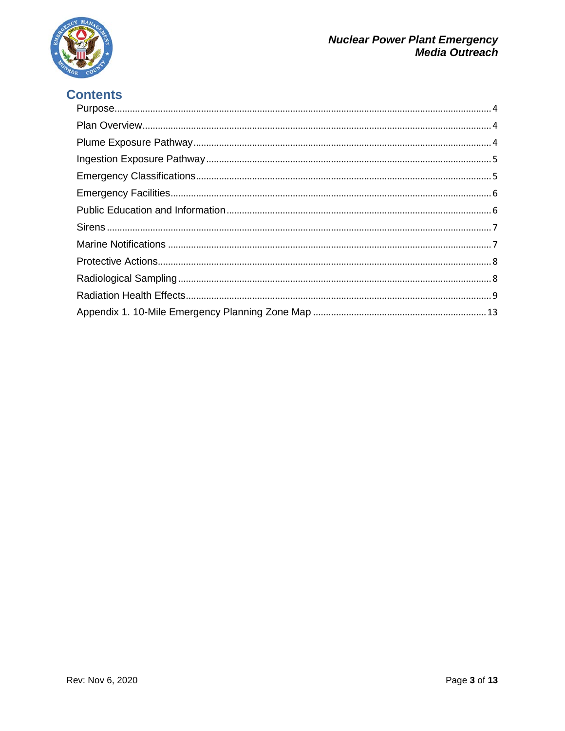## Contents

- Purpose ........ 4
- Plan Overview ........ 4
- Plume Exposure Pathway ........ 4
- Ingestion Exposure Pathway ........ 5
- Emergency Classifications ........ 5
- Emergency Facilities ........ 6
- Public Education and Information ........ 6
- Sirens ........ 7
- Marine Notifications ........ 7
- Protective Actions ........ 8
- Radiological Sampling ........ 8
- Radiation Health Effects ........ 9
- Appendix 1. 10-Mile Emergency Planning Zone Map ........ 13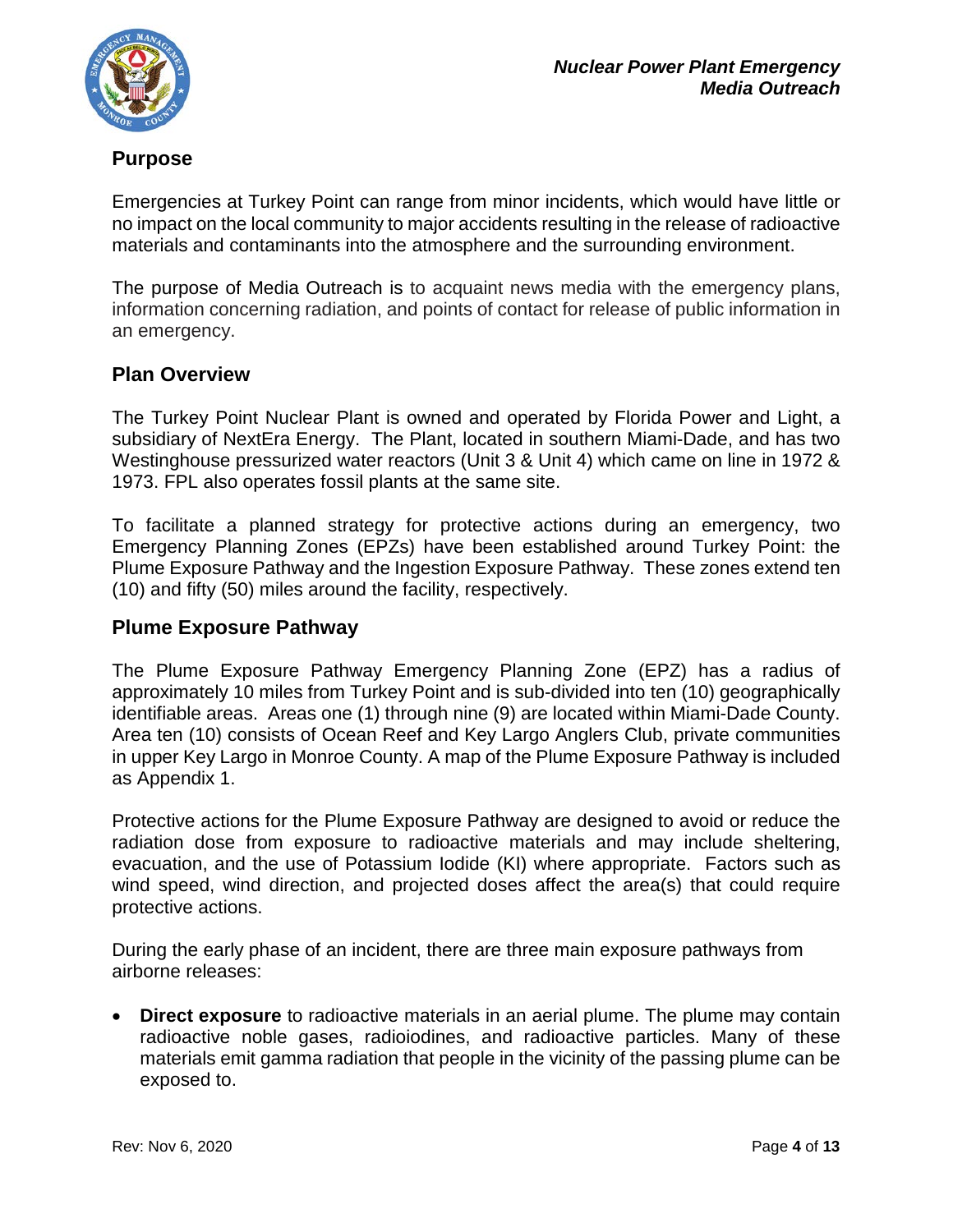## Purpose

Emergencies at Turkey Point can range from minor incidents, which would have little or no impact on the local community to major accidents resulting in the release of radioactive materials and contaminants into the atmosphere and the surrounding environment.

The purpose of Media Outreach is to acquaint news media with the emergency plans, information concerning radiation, and points of contact for release of public information in an emergency.

## Plan Overview

The Turkey Point Nuclear Plant is owned and operated by Florida Power and Light, a subsidiary of NextEra Energy. The Plant, located in southern Miami-Dade, and has two Westinghouse pressurized water reactors (Unit 3 & Unit 4) which came on line in 1972 & 1973. FPL also operates fossil plants at the same site.

To facilitate a planned strategy for protective actions during an emergency, two Emergency Planning Zones (EPZs) have been established around Turkey Point: the Plume Exposure Pathway and the Ingestion Exposure Pathway. These zones extend ten (10) and fifty (50) miles around the facility, respectively.

## Plume Exposure Pathway

The Plume Exposure Pathway Emergency Planning Zone (EPZ) has a radius of approximately 10 miles from Turkey Point and is sub-divided into ten (10) geographically identifiable areas. Areas one (1) through nine (9) are located within Miami-Dade County. Area ten (10) consists of Ocean Reef and Key Largo Anglers Club, private communities in upper Key Largo in Monroe County. A map of the Plume Exposure Pathway is included as Appendix 1.

Protective actions for the Plume Exposure Pathway are designed to avoid or reduce the radiation dose from exposure to radioactive materials and may include sheltering, evacuation, and the use of Potassium Iodide (KI) where appropriate. Factors such as wind speed, wind direction, and projected doses affect the area(s) that could require protective actions.

During the early phase of an incident, there are three main exposure pathways from airborne releases:

- **Direct exposure** to radioactive materials in an aerial plume. The plume may contain radioactive noble gases, radioiodines, and radioactive particles. Many of these materials emit gamma radiation that people in the vicinity of the passing plume can be exposed to.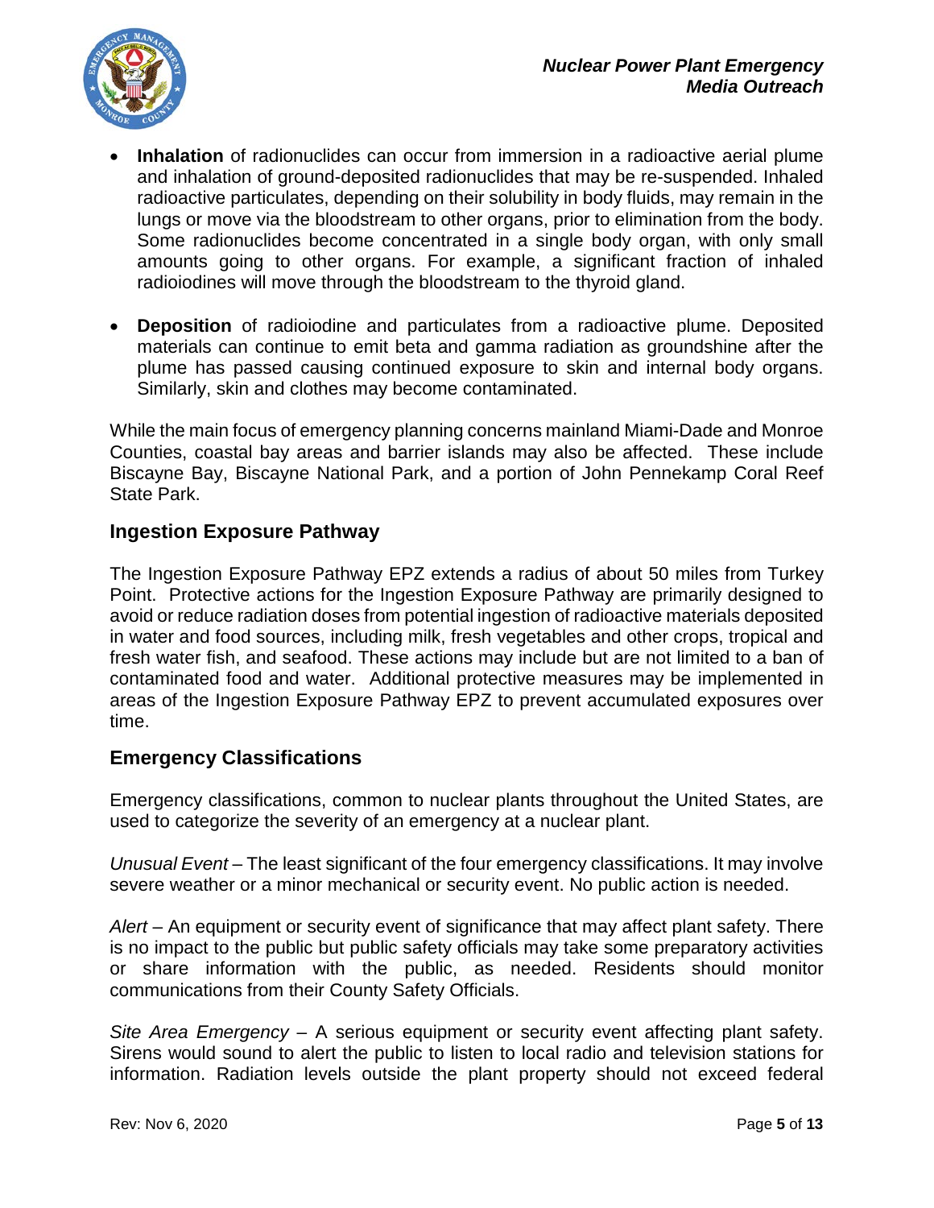- **Inhalation** of radionuclides can occur from immersion in a radioactive aerial plume and inhalation of ground-deposited radionuclides that may be re-suspended. Inhaled radioactive particulates, depending on their solubility in body fluids, may remain in the lungs or move via the bloodstream to other organs, prior to elimination from the body. Some radionuclides become concentrated in a single body organ, with only small amounts going to other organs. For example, a significant fraction of inhaled radioiodines will move through the bloodstream to the thyroid gland.

- **Deposition** of radioiodine and particulates from a radioactive plume. Deposited materials can continue to emit beta and gamma radiation as groundshine after the plume has passed causing continued exposure to skin and internal body organs. Similarly, skin and clothes may become contaminated.

While the main focus of emergency planning concerns mainland Miami-Dade and Monroe Counties, coastal bay areas and barrier islands may also be affected. These include Biscayne Bay, Biscayne National Park, and a portion of John Pennekamp Coral Reef State Park.

## Ingestion Exposure Pathway

The Ingestion Exposure Pathway EPZ extends a radius of about 50 miles from Turkey Point. Protective actions for the Ingestion Exposure Pathway are primarily designed to avoid or reduce radiation doses from potential ingestion of radioactive materials deposited in water and food sources, including milk, fresh vegetables and other crops, tropical and fresh water fish, and seafood. These actions may include but are not limited to a ban of contaminated food and water. Additional protective measures may be implemented in areas of the Ingestion Exposure Pathway EPZ to prevent accumulated exposures over time.

## Emergency Classifications

Emergency classifications, common to nuclear plants throughout the United States, are used to categorize the severity of an emergency at a nuclear plant.

*Unusual Event* – The least significant of the four emergency classifications. It may involve severe weather or a minor mechanical or security event. No public action is needed.

*Alert* – An equipment or security event of significance that may affect plant safety. There is no impact to the public but public safety officials may take some preparatory activities or share information with the public, as needed. Residents should monitor communications from their County Safety Officials.

*Site Area Emergency* – A serious equipment or security event affecting plant safety. Sirens would sound to alert the public to listen to local radio and television stations for information. Radiation levels outside the plant property should not exceed federal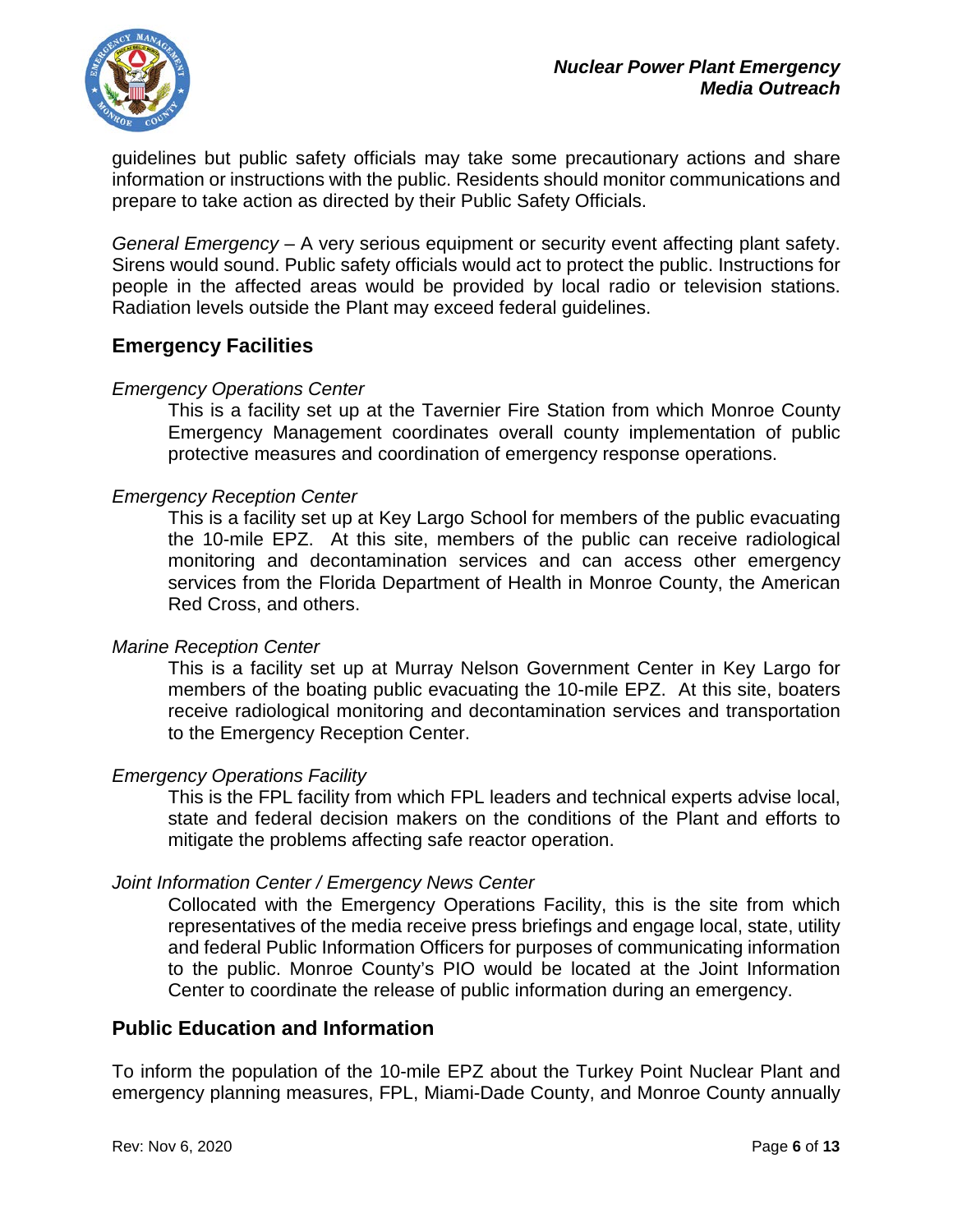guidelines but public safety officials may take some precautionary actions and share information or instructions with the public. Residents should monitor communications and prepare to take action as directed by their Public Safety Officials.

*General Emergency* – A very serious equipment or security event affecting plant safety. Sirens would sound. Public safety officials would act to protect the public. Instructions for people in the affected areas would be provided by local radio or television stations. Radiation levels outside the Plant may exceed federal guidelines.

## Emergency Facilities

*Emergency Operations Center*

This is a facility set up at the Tavernier Fire Station from which Monroe County Emergency Management coordinates overall county implementation of public protective measures and coordination of emergency response operations.

*Emergency Reception Center*

This is a facility set up at Key Largo School for members of the public evacuating the 10-mile EPZ. At this site, members of the public can receive radiological monitoring and decontamination services and can access other emergency services from the Florida Department of Health in Monroe County, the American Red Cross, and others.

*Marine Reception Center*

This is a facility set up at Murray Nelson Government Center in Key Largo for members of the boating public evacuating the 10-mile EPZ. At this site, boaters receive radiological monitoring and decontamination services and transportation to the Emergency Reception Center.

*Emergency Operations Facility*

This is the FPL facility from which FPL leaders and technical experts advise local, state and federal decision makers on the conditions of the Plant and efforts to mitigate the problems affecting safe reactor operation.

*Joint Information Center / Emergency News Center*

Collocated with the Emergency Operations Facility, this is the site from which representatives of the media receive press briefings and engage local, state, utility and federal Public Information Officers for purposes of communicating information to the public. Monroe County's PIO would be located at the Joint Information Center to coordinate the release of public information during an emergency.

## Public Education and Information

To inform the population of the 10-mile EPZ about the Turkey Point Nuclear Plant and emergency planning measures, FPL, Miami-Dade County, and Monroe County annually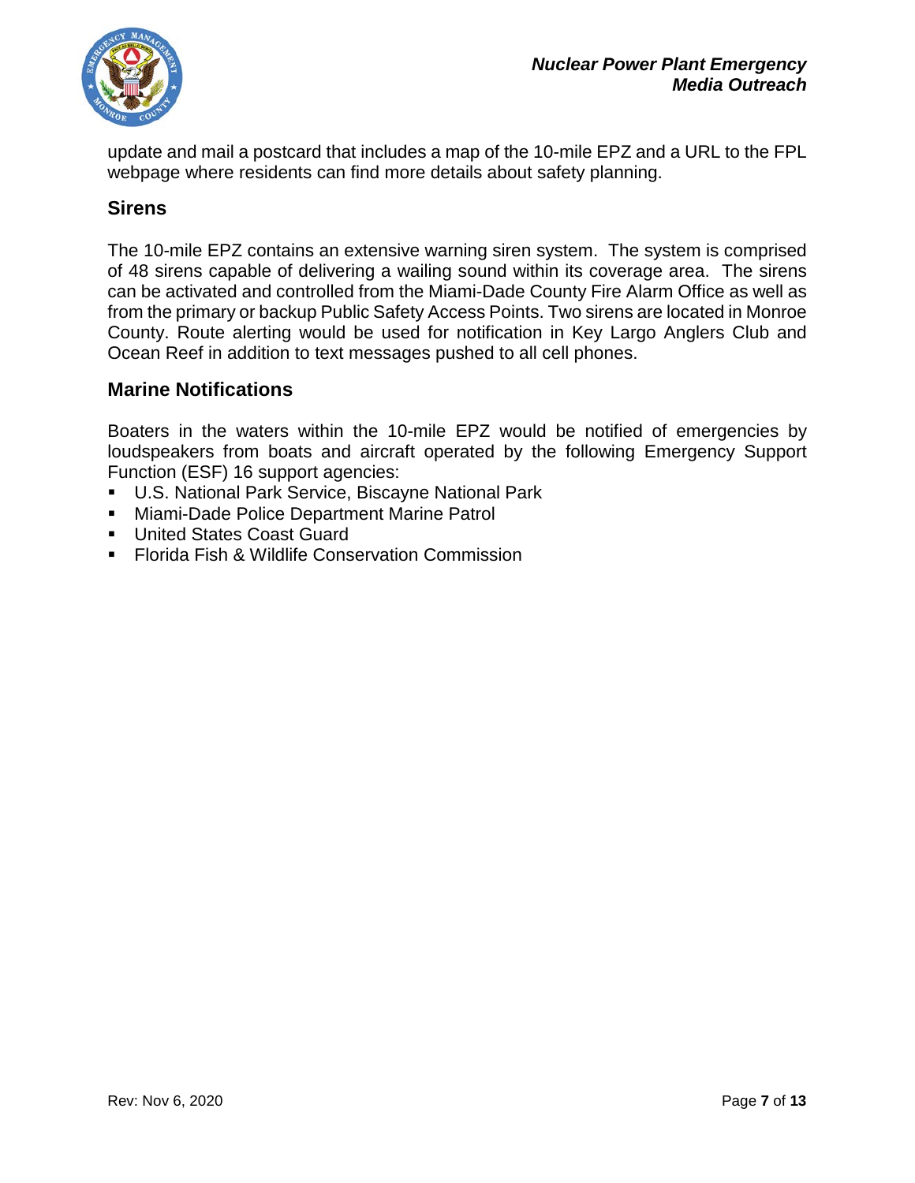update and mail a postcard that includes a map of the 10-mile EPZ and a URL to the FPL webpage where residents can find more details about safety planning.

## Sirens

The 10-mile EPZ contains an extensive warning siren system. The system is comprised of 48 sirens capable of delivering a wailing sound within its coverage area. The sirens can be activated and controlled from the Miami-Dade County Fire Alarm Office as well as from the primary or backup Public Safety Access Points. Two sirens are located in Monroe County. Route alerting would be used for notification in Key Largo Anglers Club and Ocean Reef in addition to text messages pushed to all cell phones.

## Marine Notifications

Boaters in the waters within the 10-mile EPZ would be notified of emergencies by loudspeakers from boats and aircraft operated by the following Emergency Support Function (ESF) 16 support agencies:

- U.S. National Park Service, Biscayne National Park
- Miami-Dade Police Department Marine Patrol
- United States Coast Guard
- Florida Fish & Wildlife Conservation Commission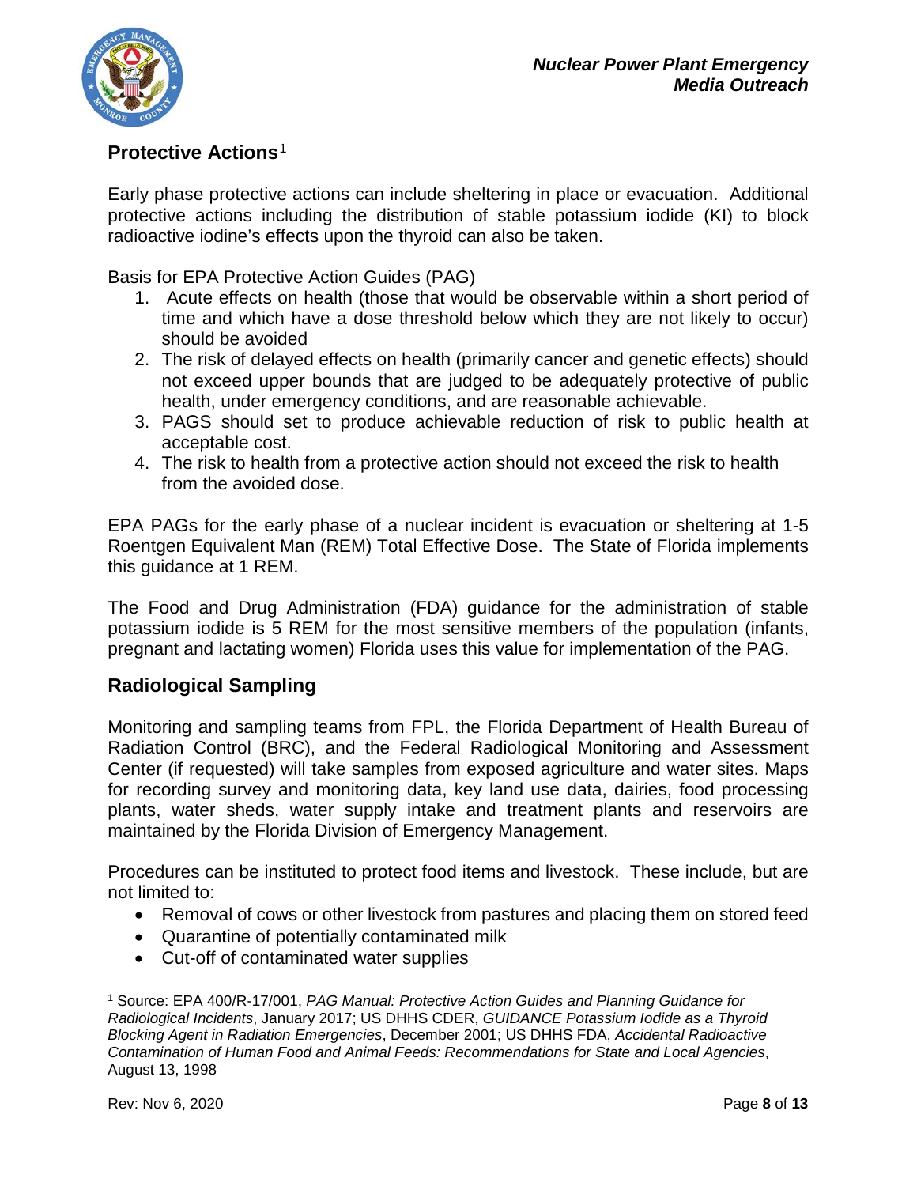## Protective Actions[1]

Early phase protective actions can include sheltering in place or evacuation. Additional protective actions including the distribution of stable potassium iodide (KI) to block radioactive iodine's effects upon the thyroid can also be taken.

Basis for EPA Protective Action Guides (PAG)

1. Acute effects on health (those that would be observable within a short period of time and which have a dose threshold below which they are not likely to occur) should be avoided
2. The risk of delayed effects on health (primarily cancer and genetic effects) should not exceed upper bounds that are judged to be adequately protective of public health, under emergency conditions, and are reasonable achievable.
3. PAGS should set to produce achievable reduction of risk to public health at acceptable cost.
4. The risk to health from a protective action should not exceed the risk to health from the avoided dose.

EPA PAGs for the early phase of a nuclear incident is evacuation or sheltering at 1-5 Roentgen Equivalent Man (REM) Total Effective Dose. The State of Florida implements this guidance at 1 REM.

The Food and Drug Administration (FDA) guidance for the administration of stable potassium iodide is 5 REM for the most sensitive members of the population (infants, pregnant and lactating women) Florida uses this value for implementation of the PAG.

## Radiological Sampling

Monitoring and sampling teams from FPL, the Florida Department of Health Bureau of Radiation Control (BRC), and the Federal Radiological Monitoring and Assessment Center (if requested) will take samples from exposed agriculture and water sites. Maps for recording survey and monitoring data, key land use data, dairies, food processing plants, water sheds, water supply intake and treatment plants and reservoirs are maintained by the Florida Division of Emergency Management.

Procedures can be instituted to protect food items and livestock. These include, but are not limited to:

- Removal of cows or other livestock from pastures and placing them on stored feed
- Quarantine of potentially contaminated milk
- Cut-off of contaminated water supplies

[1] Source: EPA 400/R-17/001, *PAG Manual: Protective Action Guides and Planning Guidance for Radiological Incidents*, January 2017; US DHHS CDER, *GUIDANCE Potassium Iodide as a Thyroid Blocking Agent in Radiation Emergencies*, December 2001; US DHHS FDA, *Accidental Radioactive Contamination of Human Food and Animal Feeds: Recommendations for State and Local Agencies*, August 13, 1998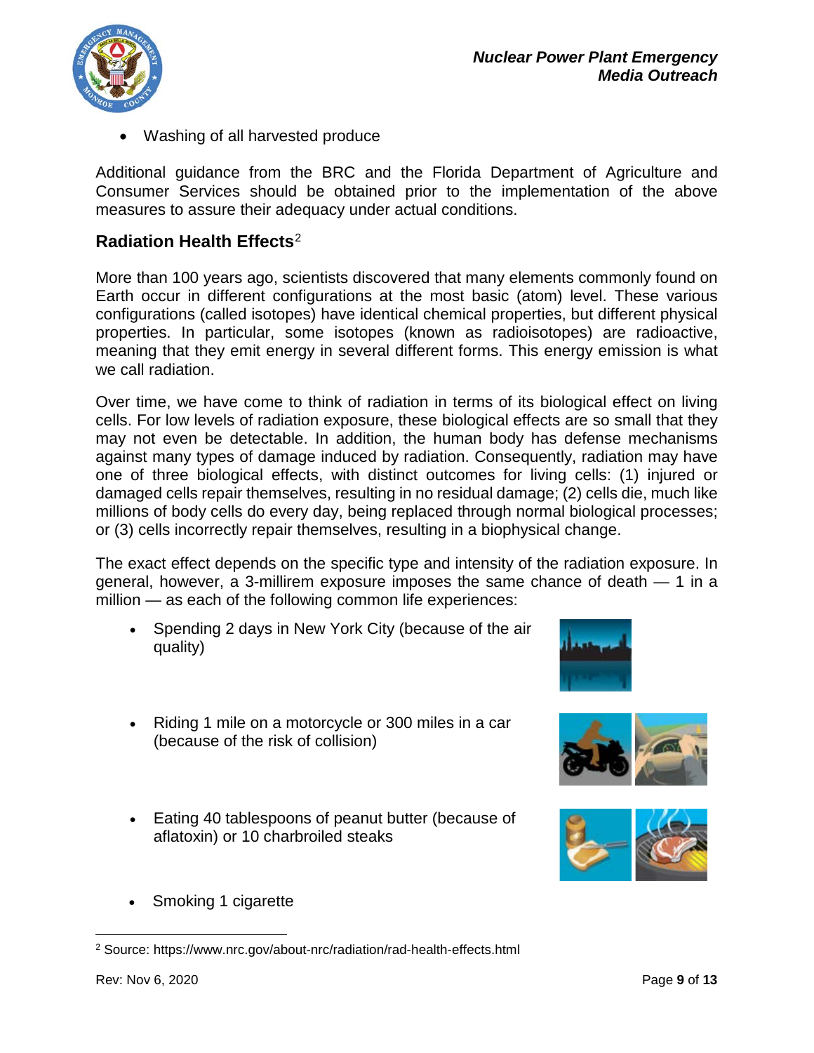- Washing of all harvested produce

Additional guidance from the BRC and the Florida Department of Agriculture and Consumer Services should be obtained prior to the implementation of the above measures to assure their adequacy under actual conditions.

## Radiation Health Effects[2]

More than 100 years ago, scientists discovered that many elements commonly found on Earth occur in different configurations at the most basic (atom) level. These various configurations (called isotopes) have identical chemical properties, but different physical properties. In particular, some isotopes (known as radioisotopes) are radioactive, meaning that they emit energy in several different forms. This energy emission is what we call radiation.

Over time, we have come to think of radiation in terms of its biological effect on living cells. For low levels of radiation exposure, these biological effects are so small that they may not even be detectable. In addition, the human body has defense mechanisms against many types of damage induced by radiation. Consequently, radiation may have one of three biological effects, with distinct outcomes for living cells: (1) injured or damaged cells repair themselves, resulting in no residual damage; (2) cells die, much like millions of body cells do every day, being replaced through normal biological processes; or (3) cells incorrectly repair themselves, resulting in a biophysical change.

The exact effect depends on the specific type and intensity of the radiation exposure. In general, however, a 3-millirem exposure imposes the same chance of death — 1 in a million — as each of the following common life experiences:

- Spending 2 days in New York City (because of the air quality)
- Riding 1 mile on a motorcycle or 300 miles in a car (because of the risk of collision)
- Eating 40 tablespoons of peanut butter (because of aflatoxin) or 10 charbroiled steaks
- Smoking 1 cigarette

[2] Source: https://www.nrc.gov/about-nrc/radiation/rad-health-effects.html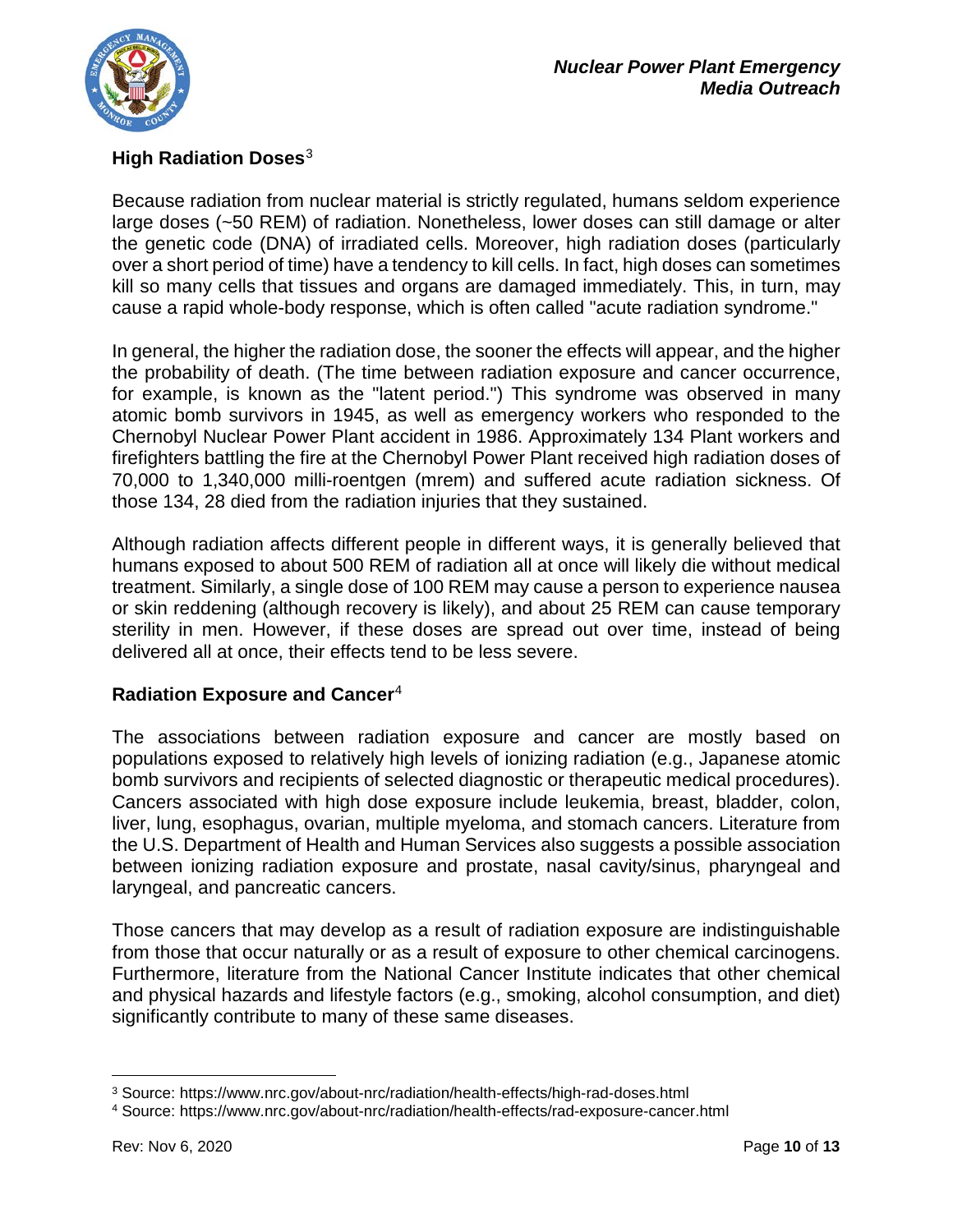## High Radiation Doses[3]

Because radiation from nuclear material is strictly regulated, humans seldom experience large doses (~50 REM) of radiation. Nonetheless, lower doses can still damage or alter the genetic code (DNA) of irradiated cells. Moreover, high radiation doses (particularly over a short period of time) have a tendency to kill cells. In fact, high doses can sometimes kill so many cells that tissues and organs are damaged immediately. This, in turn, may cause a rapid whole-body response, which is often called "acute radiation syndrome."

In general, the higher the radiation dose, the sooner the effects will appear, and the higher the probability of death. (The time between radiation exposure and cancer occurrence, for example, is known as the "latent period.") This syndrome was observed in many atomic bomb survivors in 1945, as well as emergency workers who responded to the Chernobyl Nuclear Power Plant accident in 1986. Approximately 134 Plant workers and firefighters battling the fire at the Chernobyl Power Plant received high radiation doses of 70,000 to 1,340,000 milli-roentgen (mrem) and suffered acute radiation sickness. Of those 134, 28 died from the radiation injuries that they sustained.

Although radiation affects different people in different ways, it is generally believed that humans exposed to about 500 REM of radiation all at once will likely die without medical treatment. Similarly, a single dose of 100 REM may cause a person to experience nausea or skin reddening (although recovery is likely), and about 25 REM can cause temporary sterility in men. However, if these doses are spread out over time, instead of being delivered all at once, their effects tend to be less severe.

## Radiation Exposure and Cancer[4]

The associations between radiation exposure and cancer are mostly based on populations exposed to relatively high levels of ionizing radiation (e.g., Japanese atomic bomb survivors and recipients of selected diagnostic or therapeutic medical procedures). Cancers associated with high dose exposure include leukemia, breast, bladder, colon, liver, lung, esophagus, ovarian, multiple myeloma, and stomach cancers. Literature from the U.S. Department of Health and Human Services also suggests a possible association between ionizing radiation exposure and prostate, nasal cavity/sinus, pharyngeal and laryngeal, and pancreatic cancers.

Those cancers that may develop as a result of radiation exposure are indistinguishable from those that occur naturally or as a result of exposure to other chemical carcinogens. Furthermore, literature from the National Cancer Institute indicates that other chemical and physical hazards and lifestyle factors (e.g., smoking, alcohol consumption, and diet) significantly contribute to many of these same diseases.

---

[3] Source: https://www.nrc.gov/about-nrc/radiation/health-effects/high-rad-doses.html

[4] Source: https://www.nrc.gov/about-nrc/radiation/health-effects/rad-exposure-cancer.html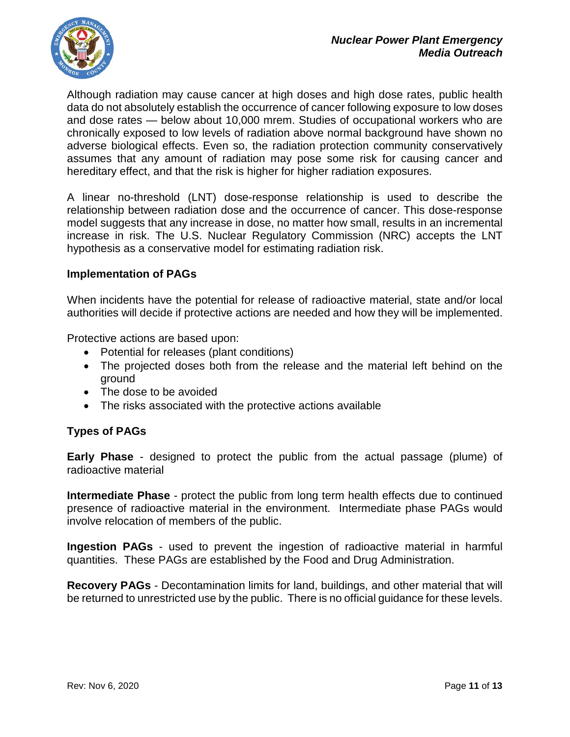Although radiation may cause cancer at high doses and high dose rates, public health data do not absolutely establish the occurrence of cancer following exposure to low doses and dose rates — below about 10,000 mrem. Studies of occupational workers who are chronically exposed to low levels of radiation above normal background have shown no adverse biological effects. Even so, the radiation protection community conservatively assumes that any amount of radiation may pose some risk for causing cancer and hereditary effect, and that the risk is higher for higher radiation exposures.

A linear no-threshold (LNT) dose-response relationship is used to describe the relationship between radiation dose and the occurrence of cancer. This dose-response model suggests that any increase in dose, no matter how small, results in an incremental increase in risk. The U.S. Nuclear Regulatory Commission (NRC) accepts the LNT hypothesis as a conservative model for estimating radiation risk.

**Implementation of PAGs**

When incidents have the potential for release of radioactive material, state and/or local authorities will decide if protective actions are needed and how they will be implemented.

Protective actions are based upon:

- Potential for releases (plant conditions)
- The projected doses both from the release and the material left behind on the ground
- The dose to be avoided
- The risks associated with the protective actions available

**Types of PAGs**

**Early Phase** - designed to protect the public from the actual passage (plume) of radioactive material

**Intermediate Phase** - protect the public from long term health effects due to continued presence of radioactive material in the environment. Intermediate phase PAGs would involve relocation of members of the public.

**Ingestion PAGs** - used to prevent the ingestion of radioactive material in harmful quantities. These PAGs are established by the Food and Drug Administration.

**Recovery PAGs** - Decontamination limits for land, buildings, and other material that will be returned to unrestricted use by the public. There is no official guidance for these levels.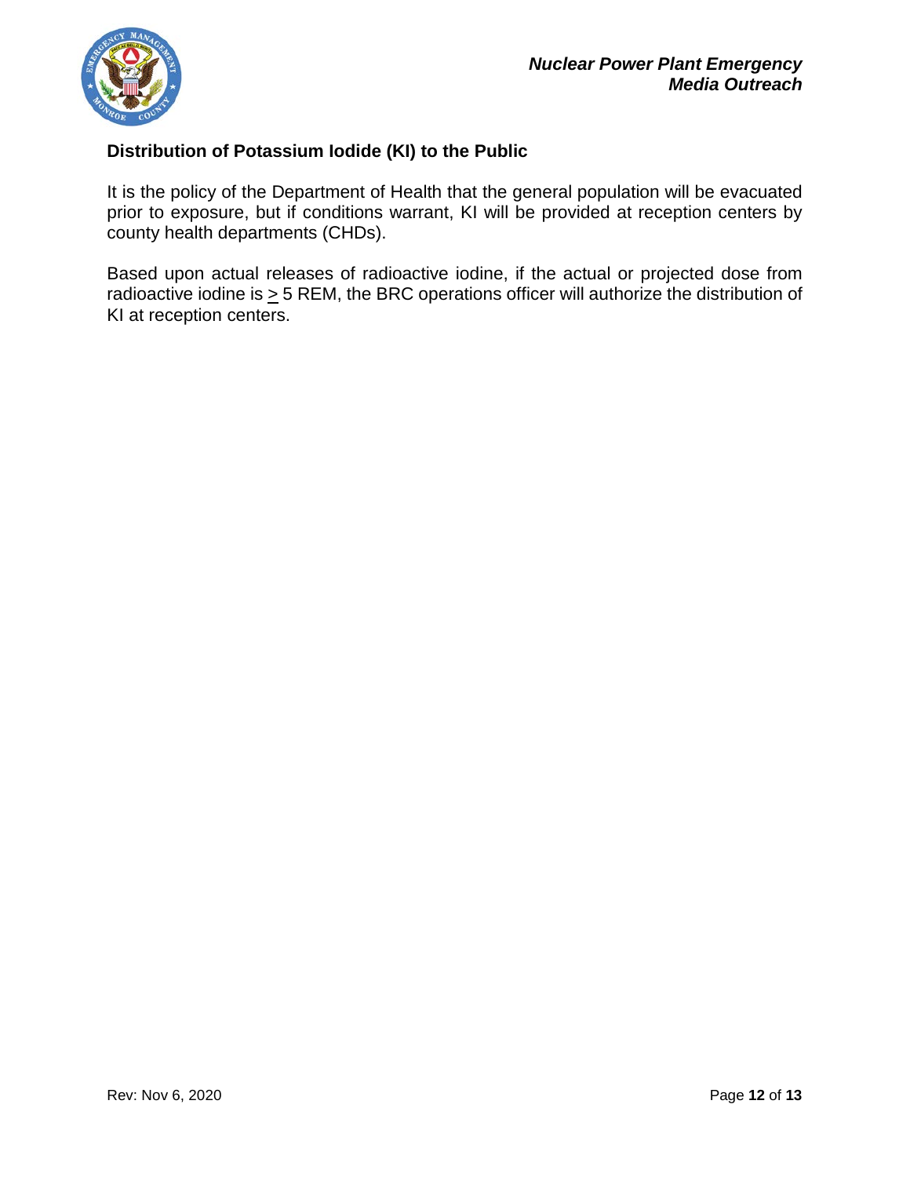## Distribution of Potassium Iodide (KI) to the Public

It is the policy of the Department of Health that the general population will be evacuated prior to exposure, but if conditions warrant, KI will be provided at reception centers by county health departments (CHDs).

Based upon actual releases of radioactive iodine, if the actual or projected dose from radioactive iodine is $\geq$ 5 REM, the BRC operations officer will authorize the distribution of KI at reception centers.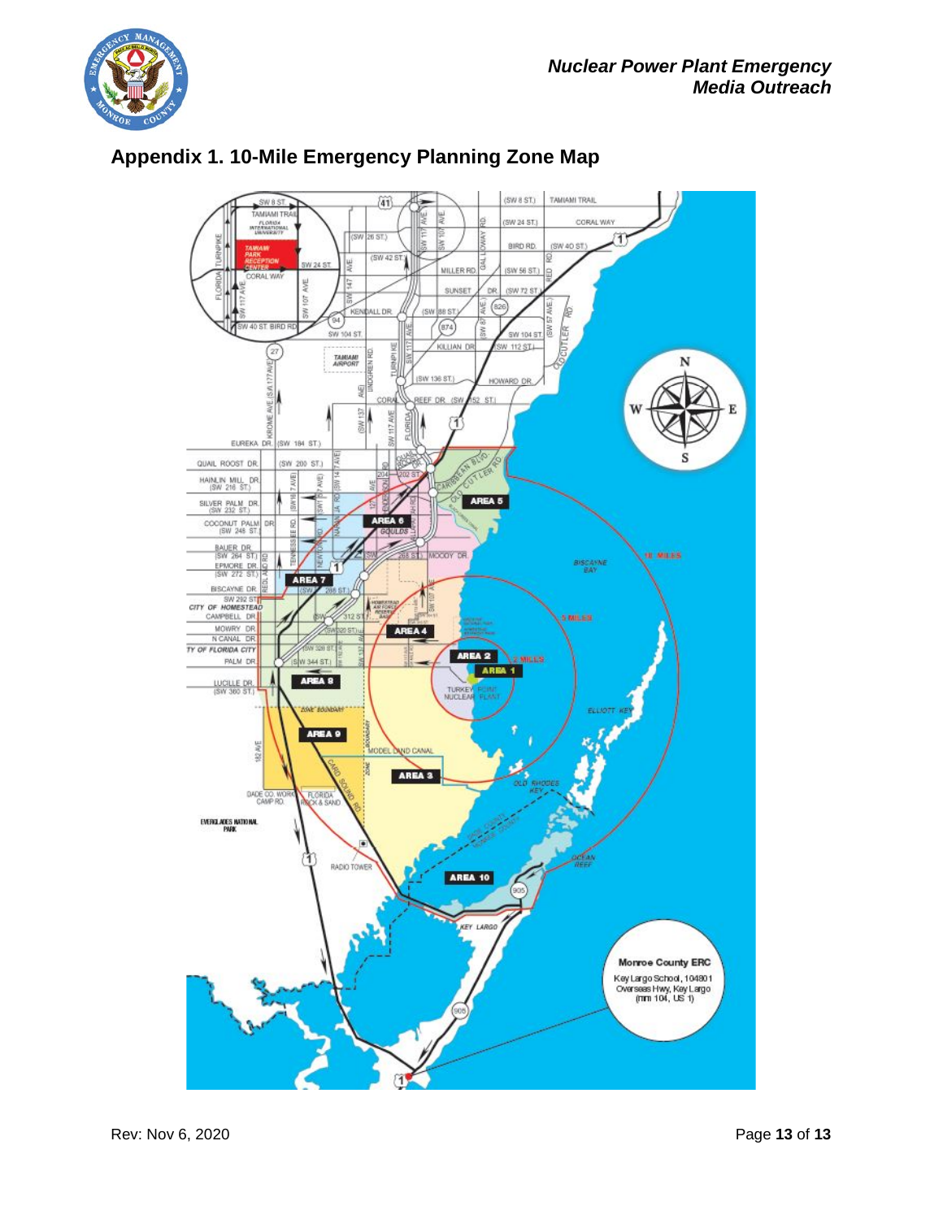## Appendix 1. 10-Mile Emergency Planning Zone Map